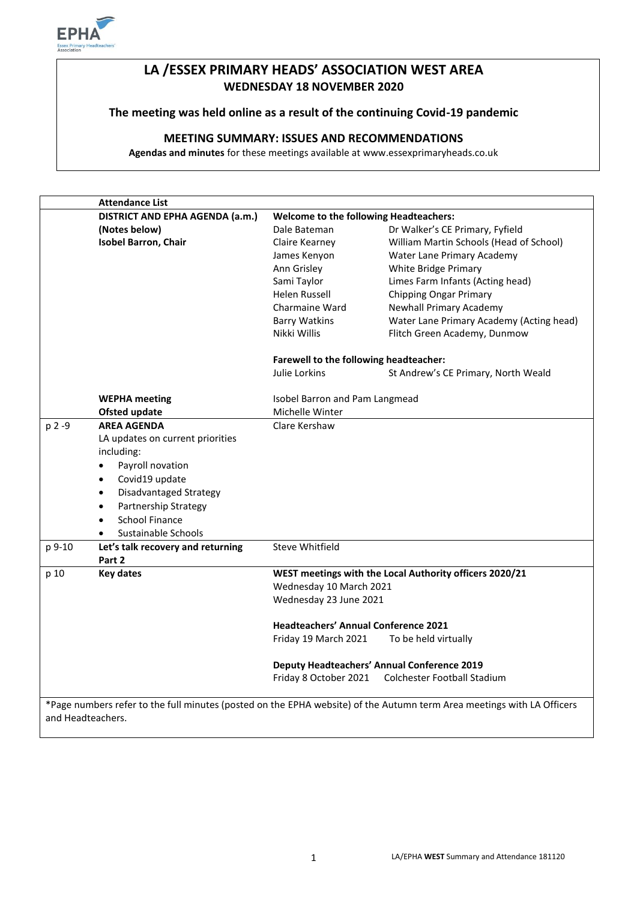# LA /ESSEX PRIMARY HEADS' ASSOCIATION WEST AREA

**WEDNESDAY 18 NOVEMBER 2020**

**The meeting was held online as a result of the continuing Covid-19 pandemic**

## MEETING SUMMARY: ISSUES AND RECOMMENDATIONS

**Agendas and minutes** for these meetings available at www.essexprimaryheads.co.uk

| | **Attendance List** | | |
|---|---|---|---|
| | **DISTRICT AND EPHA AGENDA (a.m.)** | **Welcome to the following Headteachers:** | |
| | **(Notes below)** | Dale Bateman | Dr Walker's CE Primary, Fyfield |
| | **Isobel Barron, Chair** | Claire Kearney | William Martin Schools (Head of School) |
| | | James Kenyon | Water Lane Primary Academy |
| | | Ann Grisley | White Bridge Primary |
| | | Sami Taylor | Limes Farm Infants (Acting head) |
| | | Helen Russell | Chipping Ongar Primary |
| | | Charmaine Ward | Newhall Primary Academy |
| | | Barry Watkins | Water Lane Primary Academy (Acting head) |
| | | Nikki Willis | Flitch Green Academy, Dunmow |
| | | **Farewell to the following headteacher:** | |
| | | Julie Lorkins | St Andrew's CE Primary, North Weald |
| | **WEPHA meeting** | Isobel Barron and Pam Langmead | |
| | **Ofsted update** | Michelle Winter | |
| p 2 -9 | **AREA AGENDA**<br>LA updates on current priorities including:<br>• Payroll novation<br>• Covid19 update<br>• Disadvantaged Strategy<br>• Partnership Strategy<br>• School Finance<br>• Sustainable Schools | Clare Kershaw | |
| p 9-10 | **Let's talk recovery and returning Part 2** | Steve Whitfield | |
| p 10 | **Key dates** | **WEST meetings with the Local Authority officers 2020/21** | |
| | | Wednesday 10 March 2021 | |
| | | Wednesday 23 June 2021 | |
| | | **Headteachers' Annual Conference 2021** | |
| | | Friday 19 March 2021 | To be held virtually |
| | | **Deputy Headteachers' Annual Conference 2019** | |
| | | Friday 8 October 2021 | Colchester Football Stadium |

*Page numbers refer to the full minutes (posted on the EPHA website) of the Autumn term Area meetings with LA Officers and Headteachers.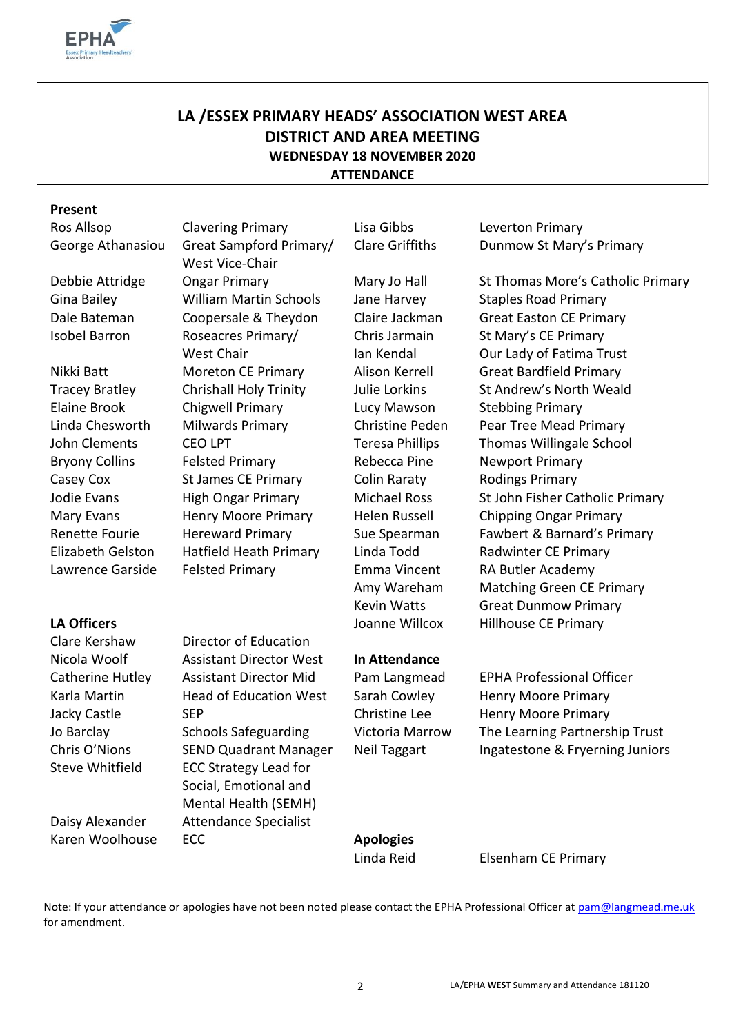# LA /ESSEX PRIMARY HEADS' ASSOCIATION WEST AREA
# DISTRICT AND AREA MEETING
## WEDNESDAY 18 NOVEMBER 2020
## ATTENDANCE

### Present

| Name | School |
|---|---|
| Ros Allsop | Clavering Primary |
| George Athanasiou | Great Sampford Primary/ West Vice-Chair |
| Debbie Attridge | Ongar Primary |
| Gina Bailey | William Martin Schools |
| Dale Bateman | Coopersale & Theydon |
| Isobel Barron | Roseacres Primary/ West Chair |
| Nikki Batt | Moreton CE Primary |
| Tracey Bratley | Chrishall Holy Trinity |
| Elaine Brook | Chigwell Primary |
| Linda Chesworth | Milwards Primary |
| John Clements | CEO LPT |
| Bryony Collins | Felsted Primary |
| Casey Cox | St James CE Primary |
| Jodie Evans | High Ongar Primary |
| Mary Evans | Henry Moore Primary |
| Renette Fourie | Hereward Primary |
| Elizabeth Gelston | Hatfield Heath Primary |
| Lawrence Garside | Felsted Primary |
| Lisa Gibbs | Leverton Primary |
| Clare Griffiths | Dunmow St Mary's Primary |
| Mary Jo Hall | St Thomas More's Catholic Primary |
| Jane Harvey | Staples Road Primary |
| Claire Jackman | Great Easton CE Primary |
| Chris Jarmain | St Mary's CE Primary |
| Ian Kendal | Our Lady of Fatima Trust |
| Alison Kerrell | Great Bardfield Primary |
| Julie Lorkins | St Andrew's North Weald |
| Lucy Mawson | Stebbing Primary |
| Christine Peden | Pear Tree Mead Primary |
| Teresa Phillips | Thomas Willingale School |
| Rebecca Pine | Newport Primary |
| Colin Raraty | Rodings Primary |
| Michael Ross | St John Fisher Catholic Primary |
| Helen Russell | Chipping Ongar Primary |
| Sue Spearman | Fawbert & Barnard's Primary |
| Linda Todd | Radwinter CE Primary |
| Emma Vincent | RA Butler Academy |
| Amy Wareham | Matching Green CE Primary |
| Kevin Watts | Great Dunmow Primary |
| Joanne Willcox | Hillhouse CE Primary |

### LA Officers

| Name | Role |
|---|---|
| Clare Kershaw | Director of Education |
| Nicola Woolf | Assistant Director West |
| Catherine Hutley | Assistant Director Mid |
| Karla Martin | Head of Education West |
| Jacky Castle | SEP |
| Jo Barclay | Schools Safeguarding |
| Chris O'Nions | SEND Quadrant Manager |
| Steve Whitfield | ECC Strategy Lead for Social, Emotional and Mental Health (SEMH) |
| Daisy Alexander | Attendance Specialist |
| Karen Woolhouse | ECC |

### In Attendance

| Name | Role |
|---|---|
| Pam Langmead | EPHA Professional Officer |
| Sarah Cowley | Henry Moore Primary |
| Christine Lee | Henry Moore Primary |
| Victoria Marrow | The Learning Partnership Trust |
| Neil Taggart | Ingatestone & Fryerning Juniors |

### Apologies

| Name | School |
|---|---|
| Linda Reid | Elsenham CE Primary |

Note: If your attendance or apologies have not been noted please contact the EPHA Professional Officer at pam@langmead.me.uk for amendment.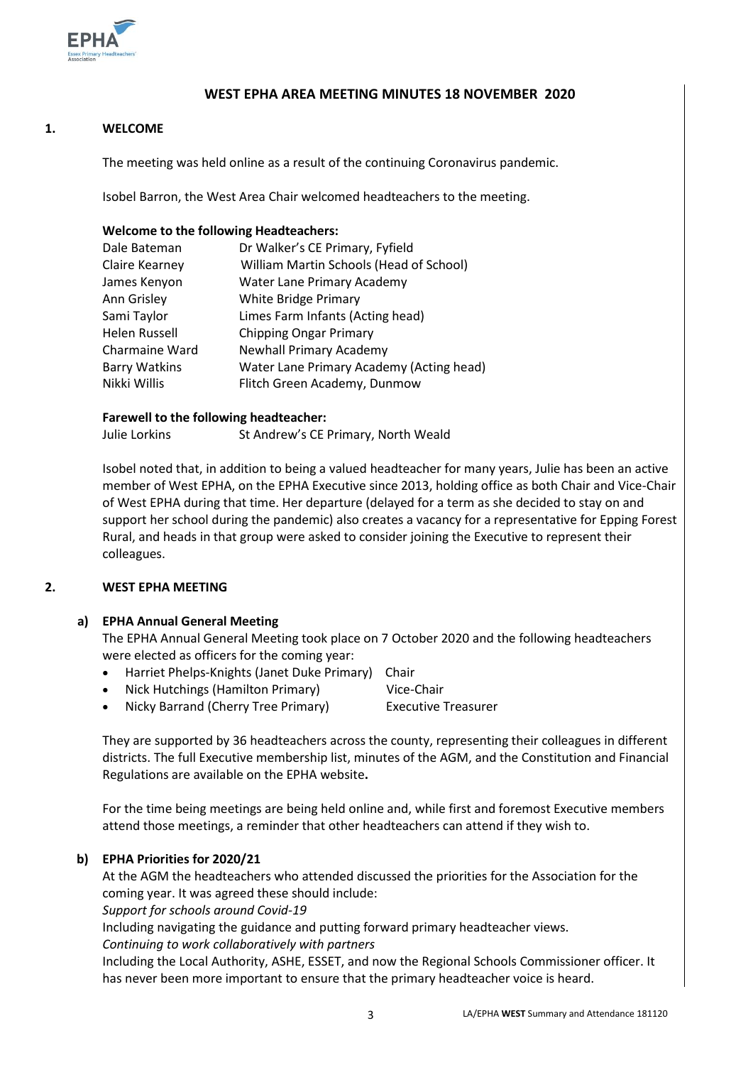# WEST EPHA AREA MEETING MINUTES 18 NOVEMBER 2020

## 1. WELCOME

The meeting was held online as a result of the continuing Coronavirus pandemic.

Isobel Barron, the West Area Chair welcomed headteachers to the meeting.

**Welcome to the following Headteachers:**

| | |
|---|---|
| Dale Bateman | Dr Walker's CE Primary, Fyfield |
| Claire Kearney | William Martin Schools (Head of School) |
| James Kenyon | Water Lane Primary Academy |
| Ann Grisley | White Bridge Primary |
| Sami Taylor | Limes Farm Infants (Acting head) |
| Helen Russell | Chipping Ongar Primary |
| Charmaine Ward | Newhall Primary Academy |
| Barry Watkins | Water Lane Primary Academy (Acting head) |
| Nikki Willis | Flitch Green Academy, Dunmow |

**Farewell to the following headteacher:**

| | |
|---|---|
| Julie Lorkins | St Andrew's CE Primary, North Weald |

Isobel noted that, in addition to being a valued headteacher for many years, Julie has been an active member of West EPHA, on the EPHA Executive since 2013, holding office as both Chair and Vice-Chair of West EPHA during that time. Her departure (delayed for a term as she decided to stay on and support her school during the pandemic) also creates a vacancy for a representative for Epping Forest Rural, and heads in that group were asked to consider joining the Executive to represent their colleagues.

## 2. WEST EPHA MEETING

### a) EPHA Annual General Meeting

The EPHA Annual General Meeting took place on 7 October 2020 and the following headteachers were elected as officers for the coming year:

- Harriet Phelps-Knights (Janet Duke Primary) Chair
- Nick Hutchings (Hamilton Primary) Vice-Chair
- Nicky Barrand (Cherry Tree Primary) Executive Treasurer

They are supported by 36 headteachers across the county, representing their colleagues in different districts. The full Executive membership list, minutes of the AGM, and the Constitution and Financial Regulations are available on the EPHA website**.**

For the time being meetings are being held online and, while first and foremost Executive members attend those meetings, a reminder that other headteachers can attend if they wish to.

### b) EPHA Priorities for 2020/21

At the AGM the headteachers who attended discussed the priorities for the Association for the coming year. It was agreed these should include:

*Support for schools around Covid-19*

Including navigating the guidance and putting forward primary headteacher views.

*Continuing to work collaboratively with partners*

Including the Local Authority, ASHE, ESSET, and now the Regional Schools Commissioner officer. It has never been more important to ensure that the primary headteacher voice is heard.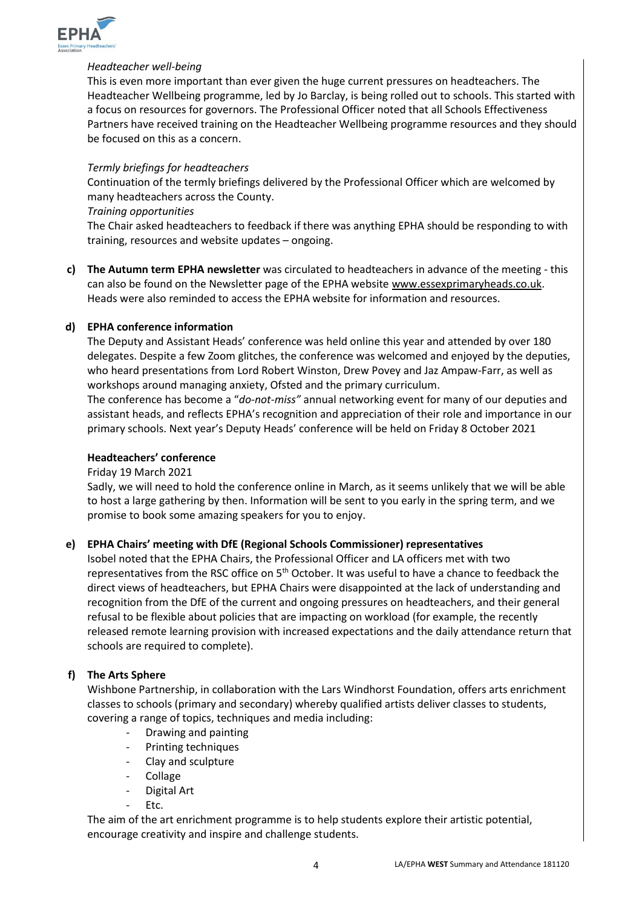*Headteacher well-being*

This is even more important than ever given the huge current pressures on headteachers. The Headteacher Wellbeing programme, led by Jo Barclay, is being rolled out to schools. This started with a focus on resources for governors. The Professional Officer noted that all Schools Effectiveness Partners have received training on the Headteacher Wellbeing programme resources and they should be focused on this as a concern.

*Termly briefings for headteachers*

Continuation of the termly briefings delivered by the Professional Officer which are welcomed by many headteachers across the County.

*Training opportunities*

The Chair asked headteachers to feedback if there was anything EPHA should be responding to with training, resources and website updates – ongoing.

**c) The Autumn term EPHA newsletter** was circulated to headteachers in advance of the meeting - this can also be found on the Newsletter page of the EPHA website www.essexprimaryheads.co.uk. Heads were also reminded to access the EPHA website for information and resources.

**d) EPHA conference information**

The Deputy and Assistant Heads' conference was held online this year and attended by over 180 delegates. Despite a few Zoom glitches, the conference was welcomed and enjoyed by the deputies, who heard presentations from Lord Robert Winston, Drew Povey and Jaz Ampaw-Farr, as well as workshops around managing anxiety, Ofsted and the primary curriculum.

The conference has become a "*do-not-miss"* annual networking event for many of our deputies and assistant heads, and reflects EPHA's recognition and appreciation of their role and importance in our primary schools. Next year's Deputy Heads' conference will be held on Friday 8 October 2021

**Headteachers' conference**

Friday 19 March 2021

Sadly, we will need to hold the conference online in March, as it seems unlikely that we will be able to host a large gathering by then. Information will be sent to you early in the spring term, and we promise to book some amazing speakers for you to enjoy.

**e) EPHA Chairs' meeting with DfE (Regional Schools Commissioner) representatives**

Isobel noted that the EPHA Chairs, the Professional Officer and LA officers met with two representatives from the RSC office on 5th October. It was useful to have a chance to feedback the direct views of headteachers, but EPHA Chairs were disappointed at the lack of understanding and recognition from the DfE of the current and ongoing pressures on headteachers, and their general refusal to be flexible about policies that are impacting on workload (for example, the recently released remote learning provision with increased expectations and the daily attendance return that schools are required to complete).

**f) The Arts Sphere**

Wishbone Partnership, in collaboration with the Lars Windhorst Foundation, offers arts enrichment classes to schools (primary and secondary) whereby qualified artists deliver classes to students, covering a range of topics, techniques and media including:

- Drawing and painting
- Printing techniques
- Clay and sculpture
- Collage
- Digital Art
- Etc.

The aim of the art enrichment programme is to help students explore their artistic potential, encourage creativity and inspire and challenge students.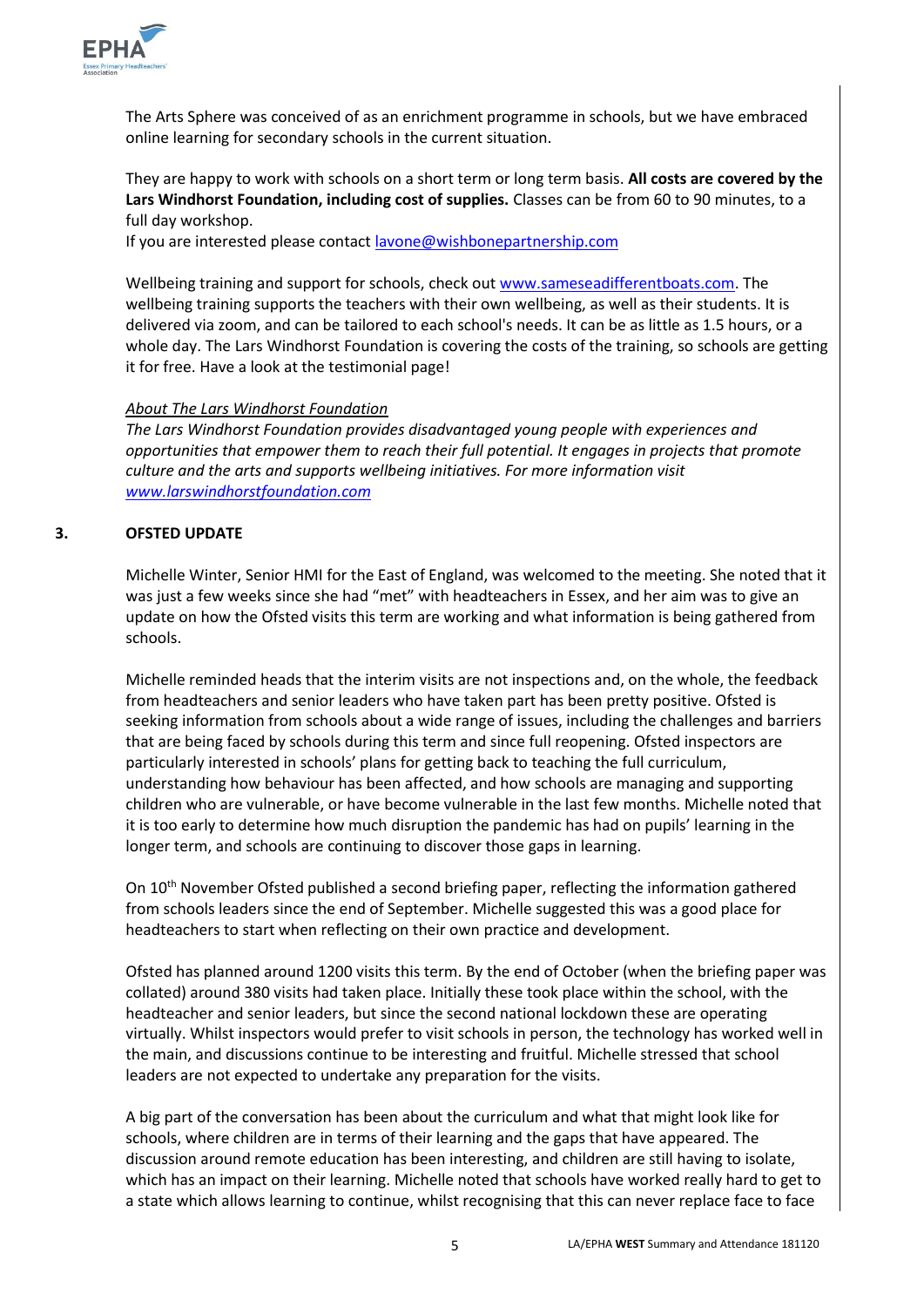The Arts Sphere was conceived of as an enrichment programme in schools, but we have embraced online learning for secondary schools in the current situation.

They are happy to work with schools on a short term or long term basis. **All costs are covered by the Lars Windhorst Foundation, including cost of supplies.** Classes can be from 60 to 90 minutes, to a full day workshop.
If you are interested please contact [lavone@wishbonepartnership.com](mailto:lavone@wishbonepartnership.com)

Wellbeing training and support for schools, check out [www.sameseadifferentboats.com](http://www.sameseadifferentboats.com). The wellbeing training supports the teachers with their own wellbeing, as well as their students. It is delivered via zoom, and can be tailored to each school's needs. It can be as little as 1.5 hours, or a whole day. The Lars Windhorst Foundation is covering the costs of the training, so schools are getting it for free. Have a look at the testimonial page!

*<u>About The Lars Windhorst Foundation</u>*
*The Lars Windhorst Foundation provides disadvantaged young people with experiences and opportunities that empower them to reach their full potential. It engages in projects that promote culture and the arts and supports wellbeing initiatives. For more information visit [www.larswindhorstfoundation.com](http://www.larswindhorstfoundation.com)*

## 3. OFSTED UPDATE

Michelle Winter, Senior HMI for the East of England, was welcomed to the meeting. She noted that it was just a few weeks since she had "met" with headteachers in Essex, and her aim was to give an update on how the Ofsted visits this term are working and what information is being gathered from schools.

Michelle reminded heads that the interim visits are not inspections and, on the whole, the feedback from headteachers and senior leaders who have taken part has been pretty positive. Ofsted is seeking information from schools about a wide range of issues, including the challenges and barriers that are being faced by schools during this term and since full reopening. Ofsted inspectors are particularly interested in schools' plans for getting back to teaching the full curriculum, understanding how behaviour has been affected, and how schools are managing and supporting children who are vulnerable, or have become vulnerable in the last few months. Michelle noted that it is too early to determine how much disruption the pandemic has had on pupils' learning in the longer term, and schools are continuing to discover those gaps in learning.

On 10th November Ofsted published a second briefing paper, reflecting the information gathered from schools leaders since the end of September. Michelle suggested this was a good place for headteachers to start when reflecting on their own practice and development.

Ofsted has planned around 1200 visits this term. By the end of October (when the briefing paper was collated) around 380 visits had taken place. Initially these took place within the school, with the headteacher and senior leaders, but since the second national lockdown these are operating virtually. Whilst inspectors would prefer to visit schools in person, the technology has worked well in the main, and discussions continue to be interesting and fruitful. Michelle stressed that school leaders are not expected to undertake any preparation for the visits.

A big part of the conversation has been about the curriculum and what that might look like for schools, where children are in terms of their learning and the gaps that have appeared. The discussion around remote education has been interesting, and children are still having to isolate, which has an impact on their learning. Michelle noted that schools have worked really hard to get to a state which allows learning to continue, whilst recognising that this can never replace face to face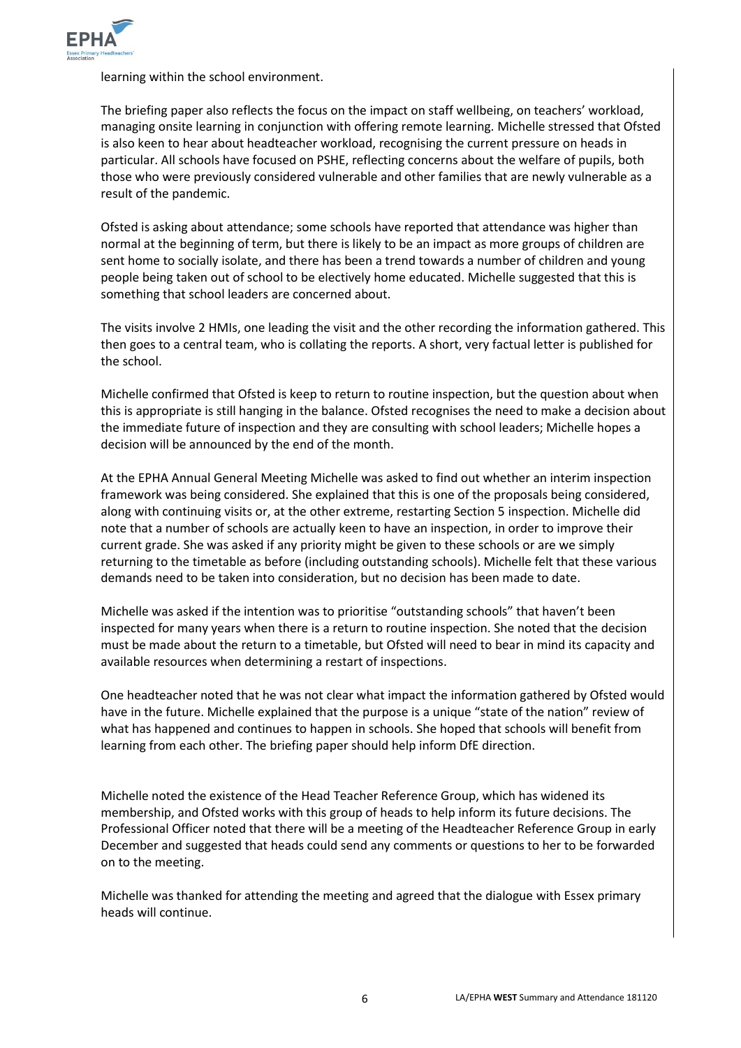learning within the school environment.

The briefing paper also reflects the focus on the impact on staff wellbeing, on teachers' workload, managing onsite learning in conjunction with offering remote learning. Michelle stressed that Ofsted is also keen to hear about headteacher workload, recognising the current pressure on heads in particular. All schools have focused on PSHE, reflecting concerns about the welfare of pupils, both those who were previously considered vulnerable and other families that are newly vulnerable as a result of the pandemic.

Ofsted is asking about attendance; some schools have reported that attendance was higher than normal at the beginning of term, but there is likely to be an impact as more groups of children are sent home to socially isolate, and there has been a trend towards a number of children and young people being taken out of school to be electively home educated. Michelle suggested that this is something that school leaders are concerned about.

The visits involve 2 HMIs, one leading the visit and the other recording the information gathered. This then goes to a central team, who is collating the reports. A short, very factual letter is published for the school.

Michelle confirmed that Ofsted is keep to return to routine inspection, but the question about when this is appropriate is still hanging in the balance. Ofsted recognises the need to make a decision about the immediate future of inspection and they are consulting with school leaders; Michelle hopes a decision will be announced by the end of the month.

At the EPHA Annual General Meeting Michelle was asked to find out whether an interim inspection framework was being considered. She explained that this is one of the proposals being considered, along with continuing visits or, at the other extreme, restarting Section 5 inspection. Michelle did note that a number of schools are actually keen to have an inspection, in order to improve their current grade. She was asked if any priority might be given to these schools or are we simply returning to the timetable as before (including outstanding schools). Michelle felt that these various demands need to be taken into consideration, but no decision has been made to date.

Michelle was asked if the intention was to prioritise "outstanding schools" that haven't been inspected for many years when there is a return to routine inspection. She noted that the decision must be made about the return to a timetable, but Ofsted will need to bear in mind its capacity and available resources when determining a restart of inspections.

One headteacher noted that he was not clear what impact the information gathered by Ofsted would have in the future. Michelle explained that the purpose is a unique "state of the nation" review of what has happened and continues to happen in schools. She hoped that schools will benefit from learning from each other. The briefing paper should help inform DfE direction.

Michelle noted the existence of the Head Teacher Reference Group, which has widened its membership, and Ofsted works with this group of heads to help inform its future decisions. The Professional Officer noted that there will be a meeting of the Headteacher Reference Group in early December and suggested that heads could send any comments or questions to her to be forwarded on to the meeting.

Michelle was thanked for attending the meeting and agreed that the dialogue with Essex primary heads will continue.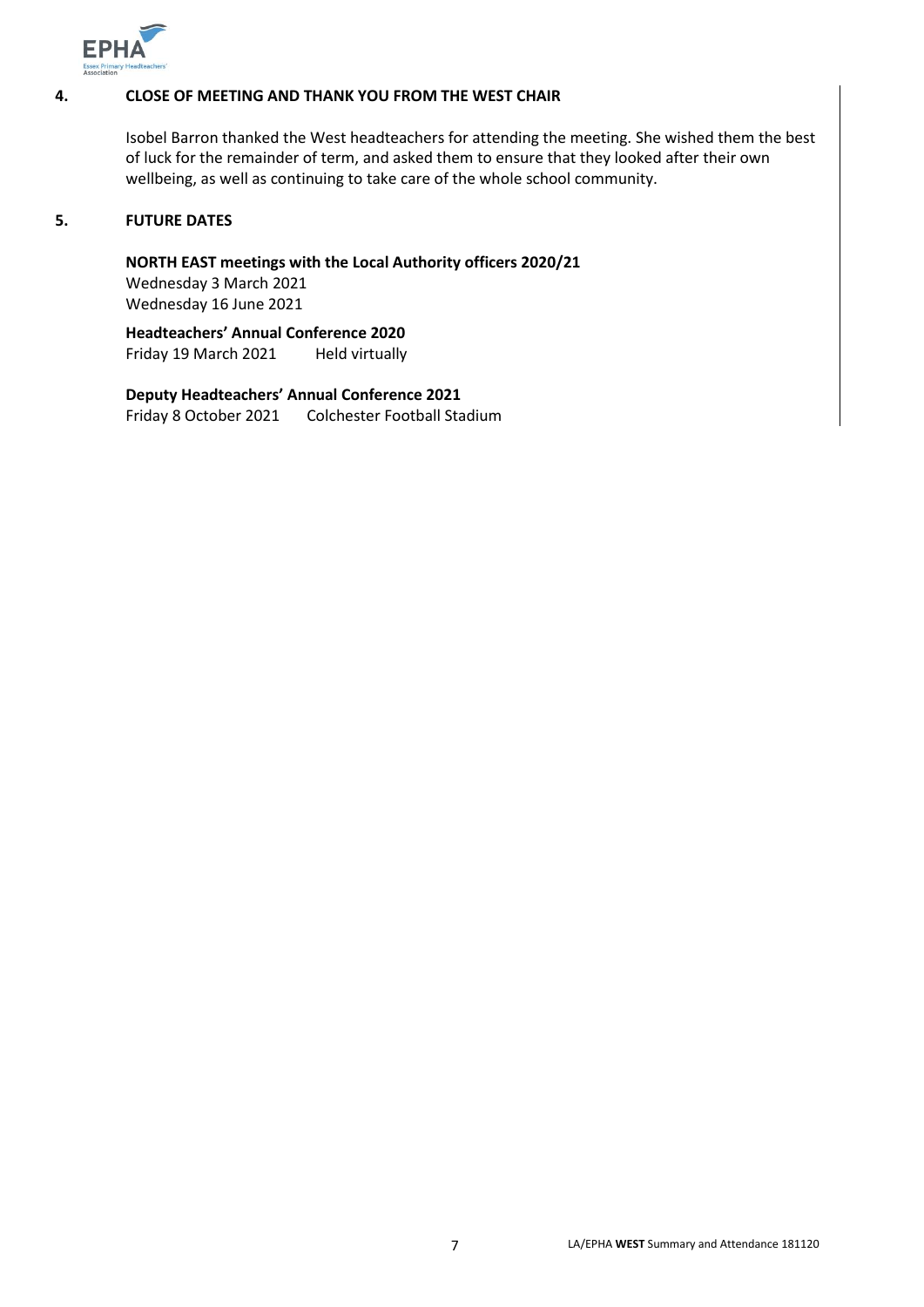## 4. CLOSE OF MEETING AND THANK YOU FROM THE WEST CHAIR

Isobel Barron thanked the West headteachers for attending the meeting. She wished them the best of luck for the remainder of term, and asked them to ensure that they looked after their own wellbeing, as well as continuing to take care of the whole school community.

## 5. FUTURE DATES

**NORTH EAST meetings with the Local Authority officers 2020/21**

Wednesday 3 March 2021

Wednesday 16 June 2021

**Headteachers' Annual Conference 2020**

Friday 19 March 2021 Held virtually

**Deputy Headteachers' Annual Conference 2021**

Friday 8 October 2021 Colchester Football Stadium